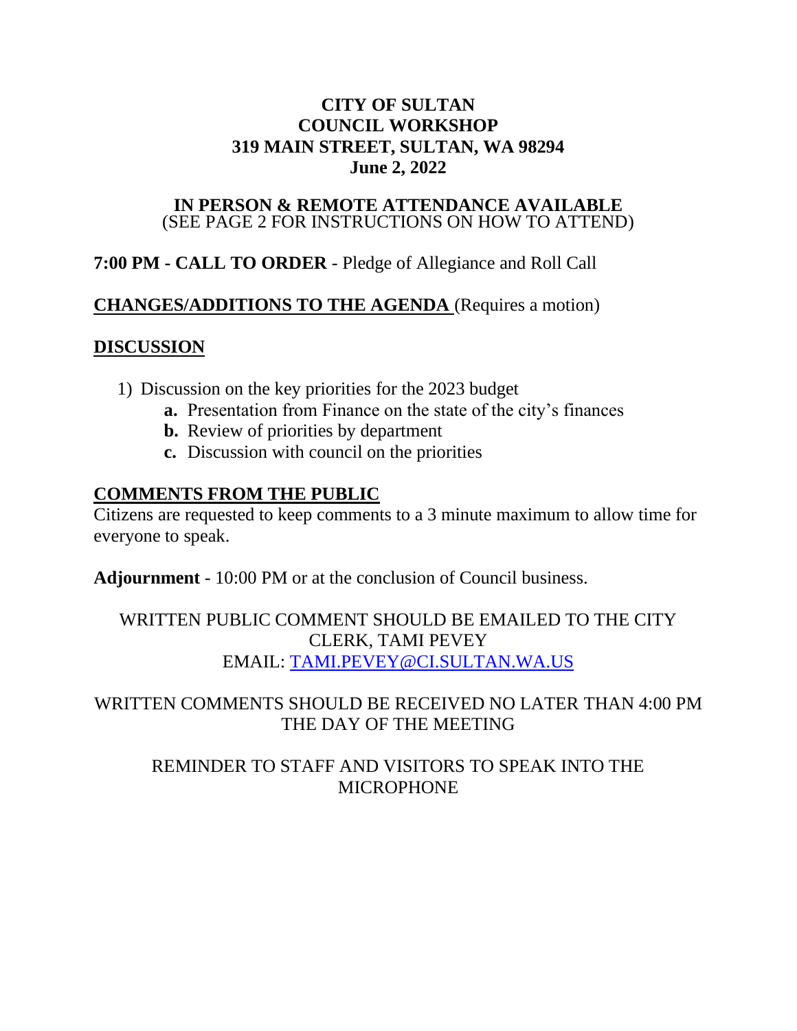# CITY OF SULTAN
# COUNCIL WORKSHOP
# 319 MAIN STREET, SULTAN, WA 98294
# June 2, 2022

**IN PERSON & REMOTE ATTENDANCE AVAILABLE**
(SEE PAGE 2 FOR INSTRUCTIONS ON HOW TO ATTEND)

**7:00 PM - CALL TO ORDER** - Pledge of Allegiance and Roll Call

**CHANGES/ADDITIONS TO THE AGENDA** (Requires a motion)

## DISCUSSION

1) Discussion on the key priorities for the 2023 budget
   - **a.** Presentation from Finance on the state of the city's finances
   - **b.** Review of priorities by department
   - **c.** Discussion with council on the priorities

## COMMENTS FROM THE PUBLIC

Citizens are requested to keep comments to a 3 minute maximum to allow time for everyone to speak.

**Adjournment** - 10:00 PM or at the conclusion of Council business.

WRITTEN PUBLIC COMMENT SHOULD BE EMAILED TO THE CITY CLERK, TAMI PEVEY
EMAIL: TAMI.PEVEY@CI.SULTAN.WA.US

WRITTEN COMMENTS SHOULD BE RECEIVED NO LATER THAN 4:00 PM THE DAY OF THE MEETING

REMINDER TO STAFF AND VISITORS TO SPEAK INTO THE MICROPHONE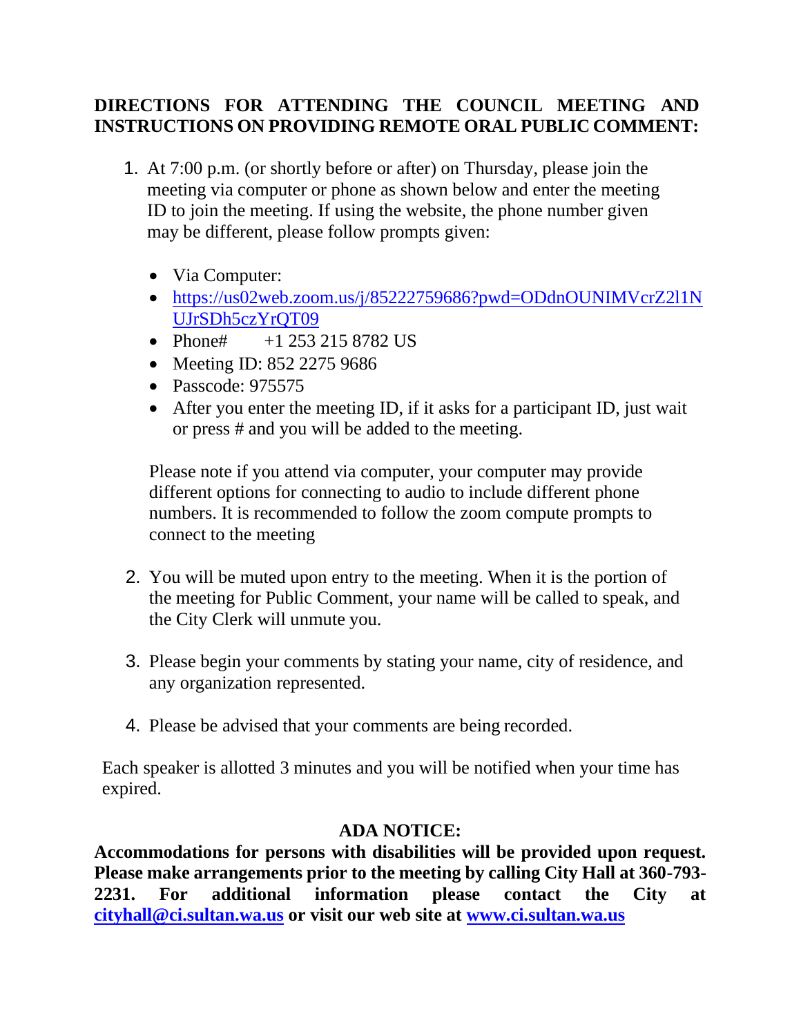## DIRECTIONS FOR ATTENDING THE COUNCIL MEETING AND INSTRUCTIONS ON PROVIDING REMOTE ORAL PUBLIC COMMENT:

1. At 7:00 p.m. (or shortly before or after) on Thursday, please join the meeting via computer or phone as shown below and enter the meeting ID to join the meeting. If using the website, the phone number given may be different, please follow prompts given:

   - Via Computer:
   - https://us02web.zoom.us/j/85222759686?pwd=ODdnOUNIMVcrZ2l1NUJrSDh5czYrQT09
   - Phone# +1 253 215 8782 US
   - Meeting ID: 852 2275 9686
   - Passcode: 975575
   - After you enter the meeting ID, if it asks for a participant ID, just wait or press # and you will be added to the meeting.

   Please note if you attend via computer, your computer may provide different options for connecting to audio to include different phone numbers. It is recommended to follow the zoom compute prompts to connect to the meeting

2. You will be muted upon entry to the meeting. When it is the portion of the meeting for Public Comment, your name will be called to speak, and the City Clerk will unmute you.

3. Please begin your comments by stating your name, city of residence, and any organization represented.

4. Please be advised that your comments are being recorded.

Each speaker is allotted 3 minutes and you will be notified when your time has expired.

### ADA NOTICE:

**Accommodations for persons with disabilities will be provided upon request. Please make arrangements prior to the meeting by calling City Hall at 360-793-2231. For additional information please contact the City at cityhall@ci.sultan.wa.us or visit our web site at www.ci.sultan.wa.us**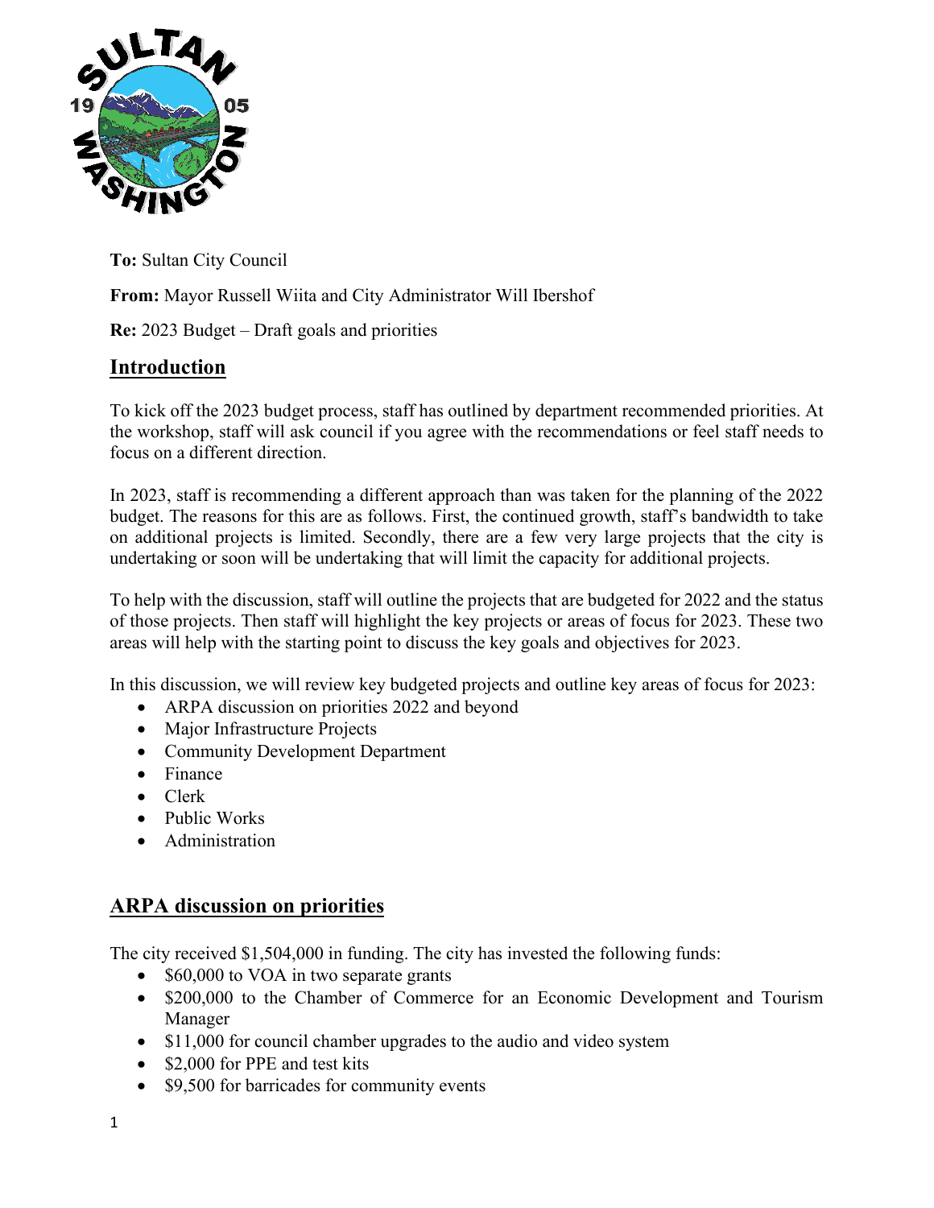**To:** Sultan City Council

**From:** Mayor Russell Wiita and City Administrator Will Ibershof

**Re:** 2023 Budget – Draft goals and priorities

## Introduction

To kick off the 2023 budget process, staff has outlined by department recommended priorities. At the workshop, staff will ask council if you agree with the recommendations or feel staff needs to focus on a different direction.

In 2023, staff is recommending a different approach than was taken for the planning of the 2022 budget. The reasons for this are as follows. First, the continued growth, staff's bandwidth to take on additional projects is limited. Secondly, there are a few very large projects that the city is undertaking or soon will be undertaking that will limit the capacity for additional projects.

To help with the discussion, staff will outline the projects that are budgeted for 2022 and the status of those projects. Then staff will highlight the key projects or areas of focus for 2023. These two areas will help with the starting point to discuss the key goals and objectives for 2023.

In this discussion, we will review key budgeted projects and outline key areas of focus for 2023:

- ARPA discussion on priorities 2022 and beyond
- Major Infrastructure Projects
- Community Development Department
- Finance
- Clerk
- Public Works
- Administration

## ARPA discussion on priorities

The city received $1,504,000 in funding. The city has invested the following funds:

- $60,000 to VOA in two separate grants
- $200,000 to the Chamber of Commerce for an Economic Development and Tourism Manager
- $11,000 for council chamber upgrades to the audio and video system
- $2,000 for PPE and test kits
- $9,500 for barricades for community events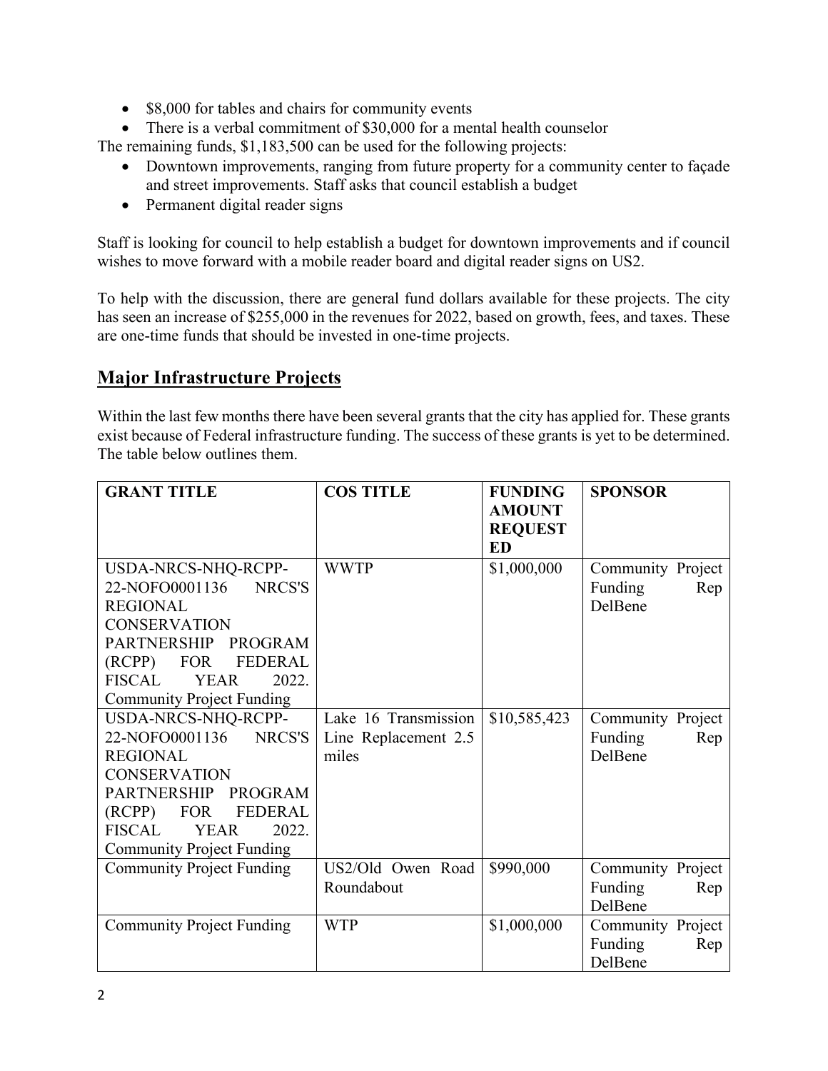- $8,000 for tables and chairs for community events
- There is a verbal commitment of $30,000 for a mental health counselor

The remaining funds, $1,183,500 can be used for the following projects:

- Downtown improvements, ranging from future property for a community center to façade and street improvements. Staff asks that council establish a budget
- Permanent digital reader signs

Staff is looking for council to help establish a budget for downtown improvements and if council wishes to move forward with a mobile reader board and digital reader signs on US2.

To help with the discussion, there are general fund dollars available for these projects. The city has seen an increase of $255,000 in the revenues for 2022, based on growth, fees, and taxes. These are one-time funds that should be invested in one-time projects.

## Major Infrastructure Projects

Within the last few months there have been several grants that the city has applied for. These grants exist because of Federal infrastructure funding. The success of these grants is yet to be determined. The table below outlines them.

| GRANT TITLE | COS TITLE | FUNDING AMOUNT REQUESTED | SPONSOR |
|---|---|---|---|
| USDA-NRCS-NHQ-RCPP-22-NOFO0001136 NRCS'S REGIONAL CONSERVATION PARTNERSHIP PROGRAM (RCPP) FOR FEDERAL FISCAL YEAR 2022. Community Project Funding | WWTP | $1,000,000 | Community Project Funding Rep DelBene |
| USDA-NRCS-NHQ-RCPP-22-NOFO0001136 NRCS'S REGIONAL CONSERVATION PARTNERSHIP PROGRAM (RCPP) FOR FEDERAL FISCAL YEAR 2022. Community Project Funding | Lake 16 Transmission Line Replacement 2.5 miles | $10,585,423 | Community Project Funding Rep DelBene |
| Community Project Funding | US2/Old Owen Road Roundabout | $990,000 | Community Project Funding Rep DelBene |
| Community Project Funding | WTP | $1,000,000 | Community Project Funding Rep DelBene |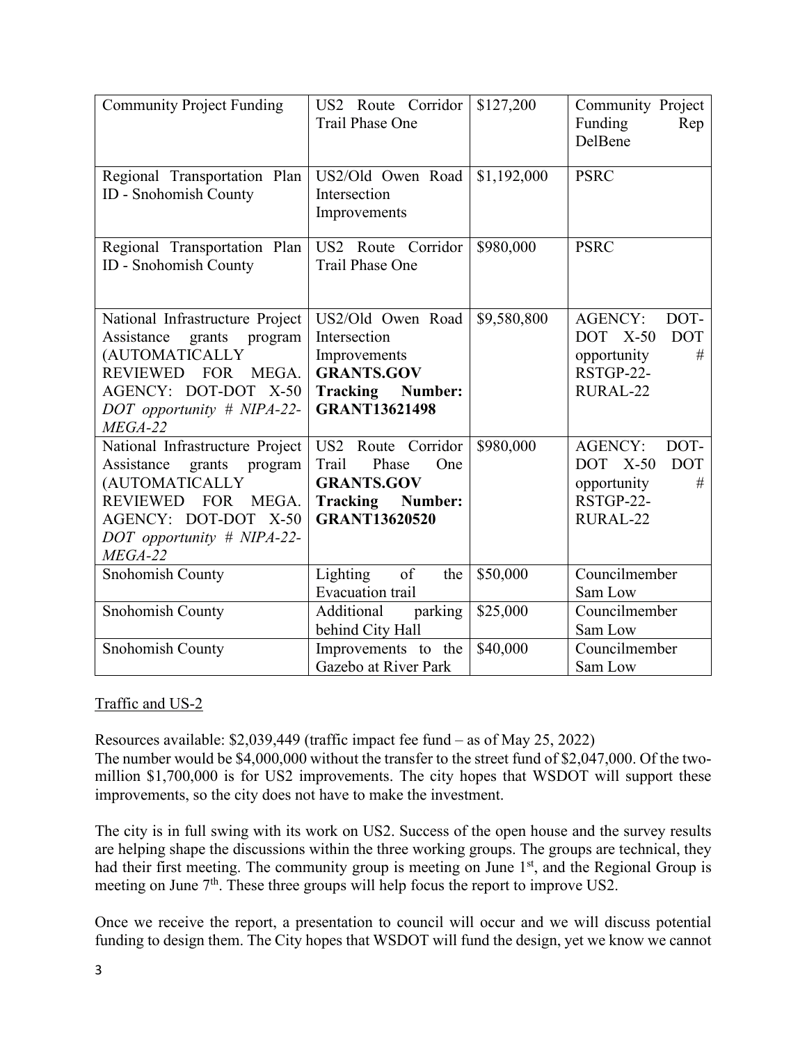| | | | |
|---|---|---|---|
| Community Project Funding | US2 Route Corridor Trail Phase One | $127,200 | Community Project Funding Rep DelBene |
| Regional Transportation Plan ID - Snohomish County | US2/Old Owen Road Intersection Improvements | $1,192,000 | PSRC |
| Regional Transportation Plan ID - Snohomish County | US2 Route Corridor Trail Phase One | $980,000 | PSRC |
| National Infrastructure Project Assistance grants program (AUTOMATICALLY REVIEWED FOR MEGA. AGENCY: DOT-DOT X-50 *DOT opportunity # NIPA-22-MEGA-22* | US2/Old Owen Road Intersection Improvements **GRANTS.GOV Tracking Number: GRANT13621498** | $9,580,800 | AGENCY: DOT-DOT X-50 DOT opportunity # RSTGP-22-RURAL-22 |
| National Infrastructure Project Assistance grants program (AUTOMATICALLY REVIEWED FOR MEGA. AGENCY: DOT-DOT X-50 *DOT opportunity # NIPA-22-MEGA-22* | US2 Route Corridor Trail Phase One **GRANTS.GOV Tracking Number: GRANT13620520** | $980,000 | AGENCY: DOT-DOT X-50 DOT opportunity # RSTGP-22-RURAL-22 |
| Snohomish County | Lighting of the Evacuation trail | $50,000 | Councilmember Sam Low |
| Snohomish County | Additional parking behind City Hall | $25,000 | Councilmember Sam Low |
| Snohomish County | Improvements to the Gazebo at River Park | $40,000 | Councilmember Sam Low |

<u>Traffic and US-2</u>

Resources available: $2,039,449 (traffic impact fee fund – as of May 25, 2022)
The number would be $4,000,000 without the transfer to the street fund of $2,047,000. Of the two-million $1,700,000 is for US2 improvements. The city hopes that WSDOT will support these improvements, so the city does not have to make the investment.

The city is in full swing with its work on US2. Success of the open house and the survey results are helping shape the discussions within the three working groups. The groups are technical, they had their first meeting. The community group is meeting on June 1st, and the Regional Group is meeting on June 7th. These three groups will help focus the report to improve US2.

Once we receive the report, a presentation to council will occur and we will discuss potential funding to design them. The City hopes that WSDOT will fund the design, yet we know we cannot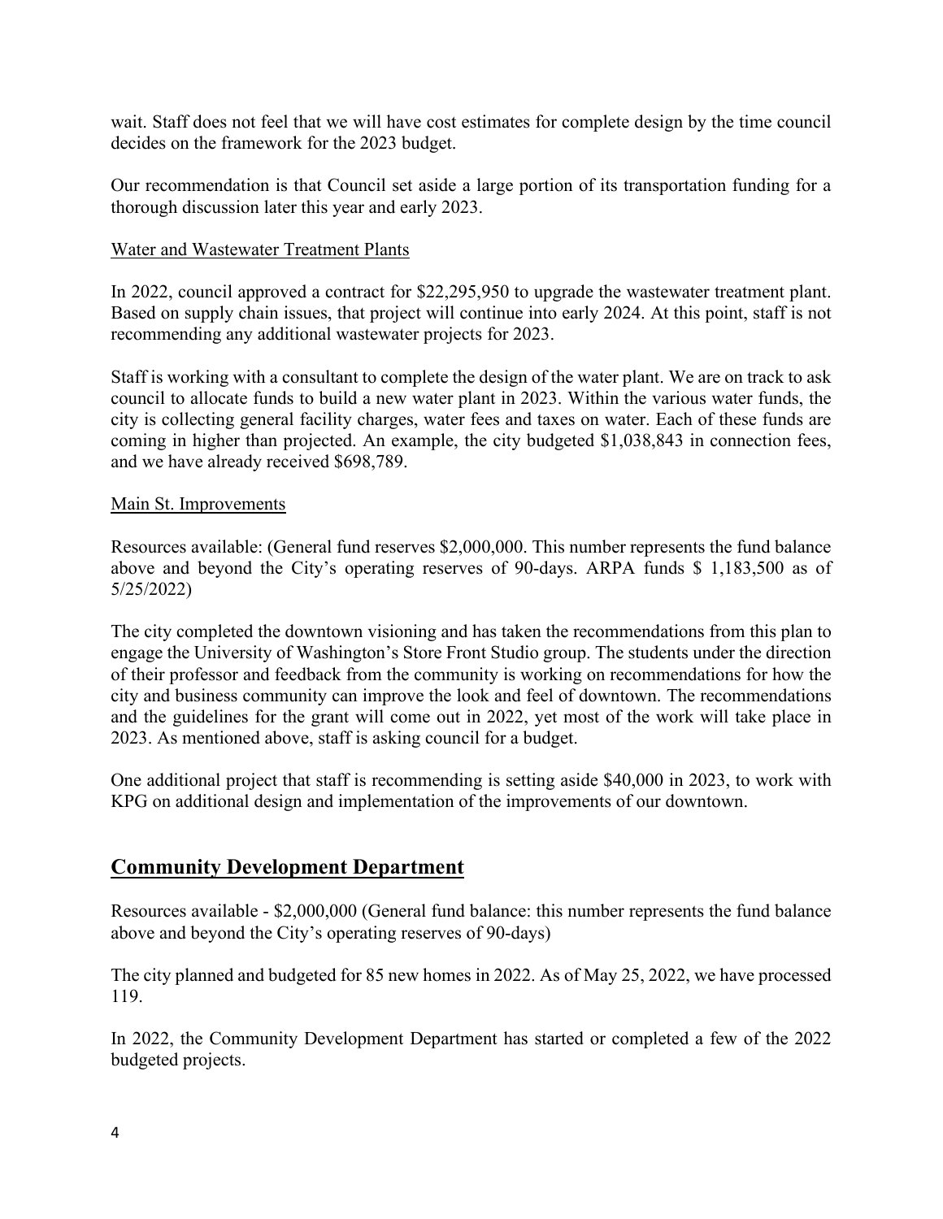wait. Staff does not feel that we will have cost estimates for complete design by the time council decides on the framework for the 2023 budget.

Our recommendation is that Council set aside a large portion of its transportation funding for a thorough discussion later this year and early 2023.

<u>Water and Wastewater Treatment Plants</u>

In 2022, council approved a contract for $22,295,950 to upgrade the wastewater treatment plant. Based on supply chain issues, that project will continue into early 2024. At this point, staff is not recommending any additional wastewater projects for 2023.

Staff is working with a consultant to complete the design of the water plant. We are on track to ask council to allocate funds to build a new water plant in 2023. Within the various water funds, the city is collecting general facility charges, water fees and taxes on water. Each of these funds are coming in higher than projected. An example, the city budgeted $1,038,843 in connection fees, and we have already received $698,789.

<u>Main St. Improvements</u>

Resources available: (General fund reserves $2,000,000. This number represents the fund balance above and beyond the City's operating reserves of 90-days. ARPA funds $ 1,183,500 as of 5/25/2022)

The city completed the downtown visioning and has taken the recommendations from this plan to engage the University of Washington's Store Front Studio group. The students under the direction of their professor and feedback from the community is working on recommendations for how the city and business community can improve the look and feel of downtown. The recommendations and the guidelines for the grant will come out in 2022, yet most of the work will take place in 2023. As mentioned above, staff is asking council for a budget.

One additional project that staff is recommending is setting aside $40,000 in 2023, to work with KPG on additional design and implementation of the improvements of our downtown.

## Community Development Department

Resources available - $2,000,000 (General fund balance: this number represents the fund balance above and beyond the City's operating reserves of 90-days)

The city planned and budgeted for 85 new homes in 2022. As of May 25, 2022, we have processed 119.

In 2022, the Community Development Department has started or completed a few of the 2022 budgeted projects.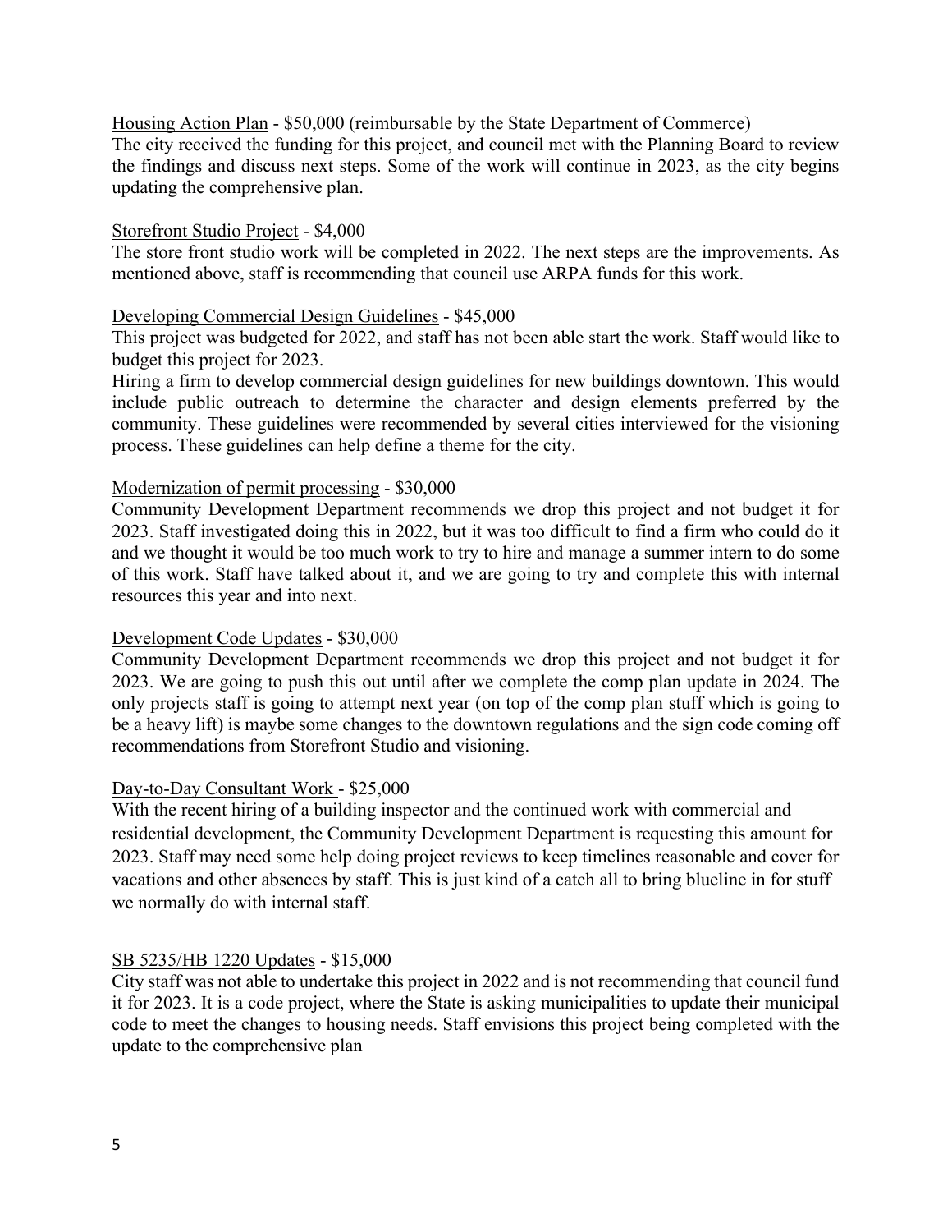Housing Action Plan - $50,000 (reimbursable by the State Department of Commerce)
The city received the funding for this project, and council met with the Planning Board to review the findings and discuss next steps. Some of the work will continue in 2023, as the city begins updating the comprehensive plan.

Storefront Studio Project - $4,000
The store front studio work will be completed in 2022. The next steps are the improvements. As mentioned above, staff is recommending that council use ARPA funds for this work.

Developing Commercial Design Guidelines - $45,000
This project was budgeted for 2022, and staff has not been able start the work. Staff would like to budget this project for 2023.
Hiring a firm to develop commercial design guidelines for new buildings downtown. This would include public outreach to determine the character and design elements preferred by the community. These guidelines were recommended by several cities interviewed for the visioning process. These guidelines can help define a theme for the city.

Modernization of permit processing - $30,000
Community Development Department recommends we drop this project and not budget it for 2023. Staff investigated doing this in 2022, but it was too difficult to find a firm who could do it and we thought it would be too much work to try to hire and manage a summer intern to do some of this work. Staff have talked about it, and we are going to try and complete this with internal resources this year and into next.

Development Code Updates - $30,000
Community Development Department recommends we drop this project and not budget it for 2023. We are going to push this out until after we complete the comp plan update in 2024. The only projects staff is going to attempt next year (on top of the comp plan stuff which is going to be a heavy lift) is maybe some changes to the downtown regulations and the sign code coming off recommendations from Storefront Studio and visioning.

Day-to-Day Consultant Work - $25,000
With the recent hiring of a building inspector and the continued work with commercial and residential development, the Community Development Department is requesting this amount for 2023. Staff may need some help doing project reviews to keep timelines reasonable and cover for vacations and other absences by staff. This is just kind of a catch all to bring blueline in for stuff we normally do with internal staff.

SB 5235/HB 1220 Updates - $15,000
City staff was not able to undertake this project in 2022 and is not recommending that council fund it for 2023. It is a code project, where the State is asking municipalities to update their municipal code to meet the changes to housing needs. Staff envisions this project being completed with the update to the comprehensive plan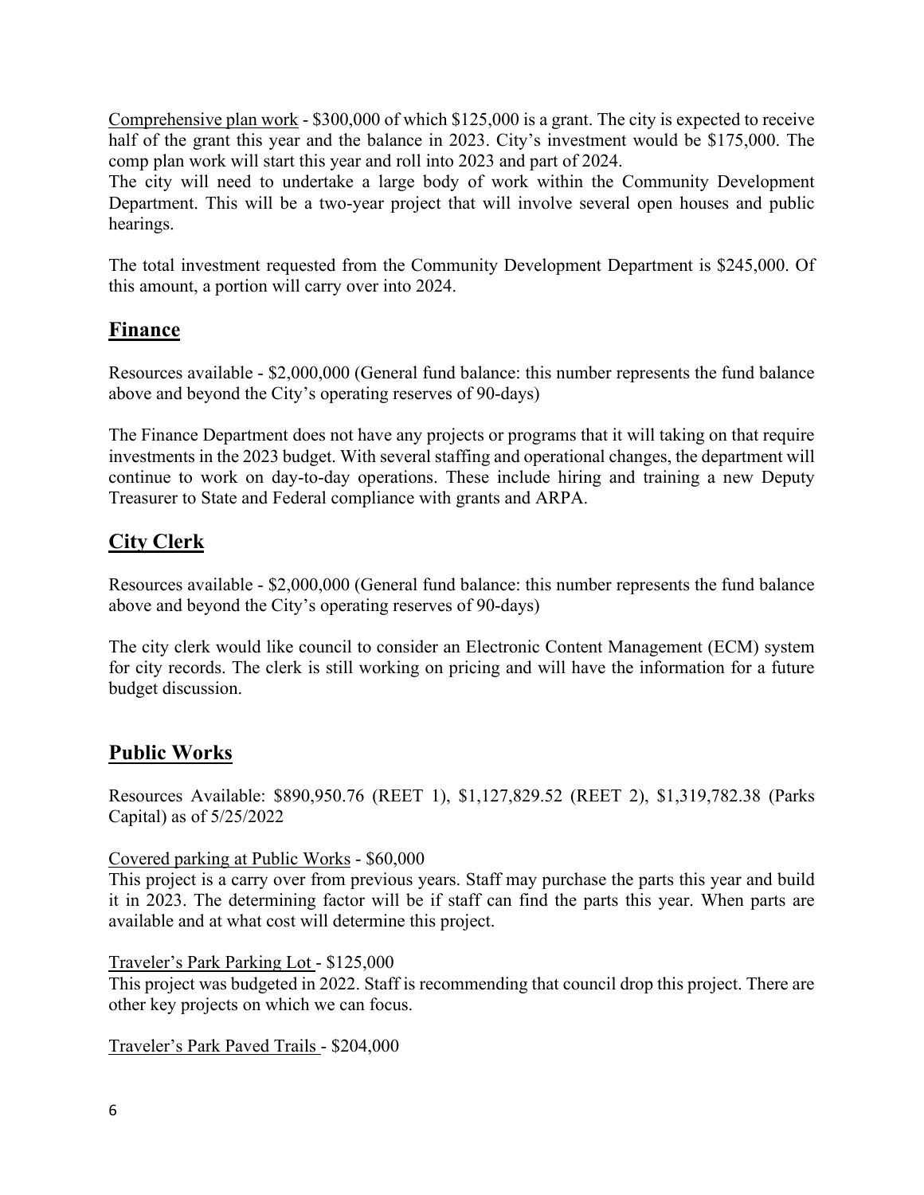Comprehensive plan work - $300,000 of which $125,000 is a grant. The city is expected to receive half of the grant this year and the balance in 2023. City's investment would be $175,000. The comp plan work will start this year and roll into 2023 and part of 2024.

The city will need to undertake a large body of work within the Community Development Department. This will be a two-year project that will involve several open houses and public hearings.

The total investment requested from the Community Development Department is $245,000. Of this amount, a portion will carry over into 2024.

## Finance

Resources available - $2,000,000 (General fund balance: this number represents the fund balance above and beyond the City's operating reserves of 90-days)

The Finance Department does not have any projects or programs that it will taking on that require investments in the 2023 budget. With several staffing and operational changes, the department will continue to work on day-to-day operations. These include hiring and training a new Deputy Treasurer to State and Federal compliance with grants and ARPA.

## City Clerk

Resources available - $2,000,000 (General fund balance: this number represents the fund balance above and beyond the City's operating reserves of 90-days)

The city clerk would like council to consider an Electronic Content Management (ECM) system for city records. The clerk is still working on pricing and will have the information for a future budget discussion.

## Public Works

Resources Available: $890,950.76 (REET 1), $1,127,829.52 (REET 2), $1,319,782.38 (Parks Capital) as of 5/25/2022

Covered parking at Public Works - $60,000

This project is a carry over from previous years. Staff may purchase the parts this year and build it in 2023. The determining factor will be if staff can find the parts this year. When parts are available and at what cost will determine this project.

Traveler's Park Parking Lot - $125,000

This project was budgeted in 2022. Staff is recommending that council drop this project. There are other key projects on which we can focus.

Traveler's Park Paved Trails - $204,000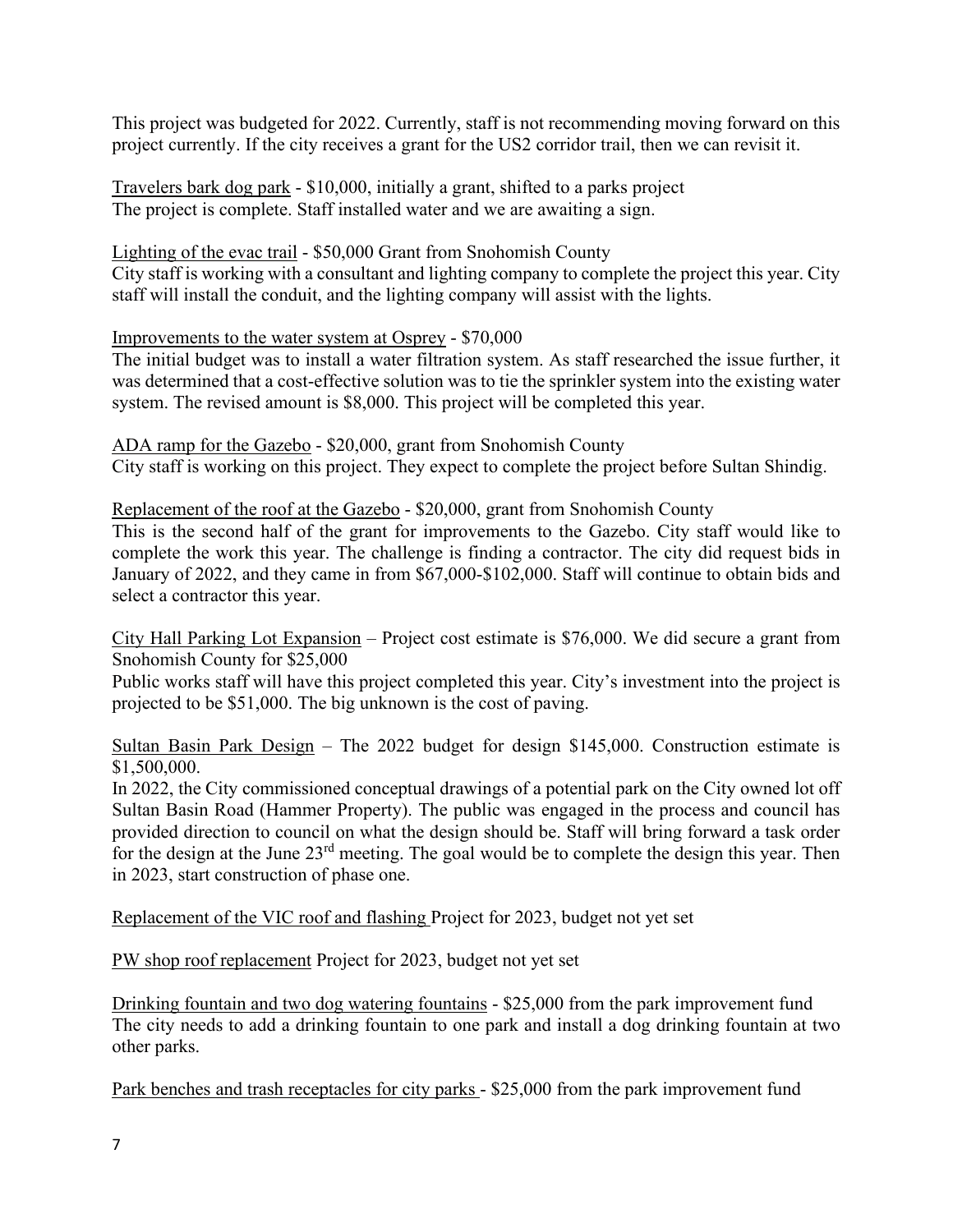This project was budgeted for 2022. Currently, staff is not recommending moving forward on this project currently. If the city receives a grant for the US2 corridor trail, then we can revisit it.

Travelers bark dog park - $10,000, initially a grant, shifted to a parks project
The project is complete. Staff installed water and we are awaiting a sign.

Lighting of the evac trail - $50,000 Grant from Snohomish County
City staff is working with a consultant and lighting company to complete the project this year. City staff will install the conduit, and the lighting company will assist with the lights.

Improvements to the water system at Osprey - $70,000
The initial budget was to install a water filtration system. As staff researched the issue further, it was determined that a cost-effective solution was to tie the sprinkler system into the existing water system. The revised amount is $8,000. This project will be completed this year.

ADA ramp for the Gazebo - $20,000, grant from Snohomish County
City staff is working on this project. They expect to complete the project before Sultan Shindig.

Replacement of the roof at the Gazebo - $20,000, grant from Snohomish County
This is the second half of the grant for improvements to the Gazebo. City staff would like to complete the work this year. The challenge is finding a contractor. The city did request bids in January of 2022, and they came in from $67,000-$102,000. Staff will continue to obtain bids and select a contractor this year.

City Hall Parking Lot Expansion – Project cost estimate is $76,000. We did secure a grant from Snohomish County for $25,000
Public works staff will have this project completed this year. City's investment into the project is projected to be $51,000. The big unknown is the cost of paving.

Sultan Basin Park Design – The 2022 budget for design $145,000. Construction estimate is $1,500,000.
In 2022, the City commissioned conceptual drawings of a potential park on the City owned lot off Sultan Basin Road (Hammer Property). The public was engaged in the process and council has provided direction to council on what the design should be. Staff will bring forward a task order for the design at the June 23rd meeting. The goal would be to complete the design this year. Then in 2023, start construction of phase one.

Replacement of the VIC roof and flashing Project for 2023, budget not yet set

PW shop roof replacement Project for 2023, budget not yet set

Drinking fountain and two dog watering fountains - $25,000 from the park improvement fund
The city needs to add a drinking fountain to one park and install a dog drinking fountain at two other parks.

Park benches and trash receptacles for city parks - $25,000 from the park improvement fund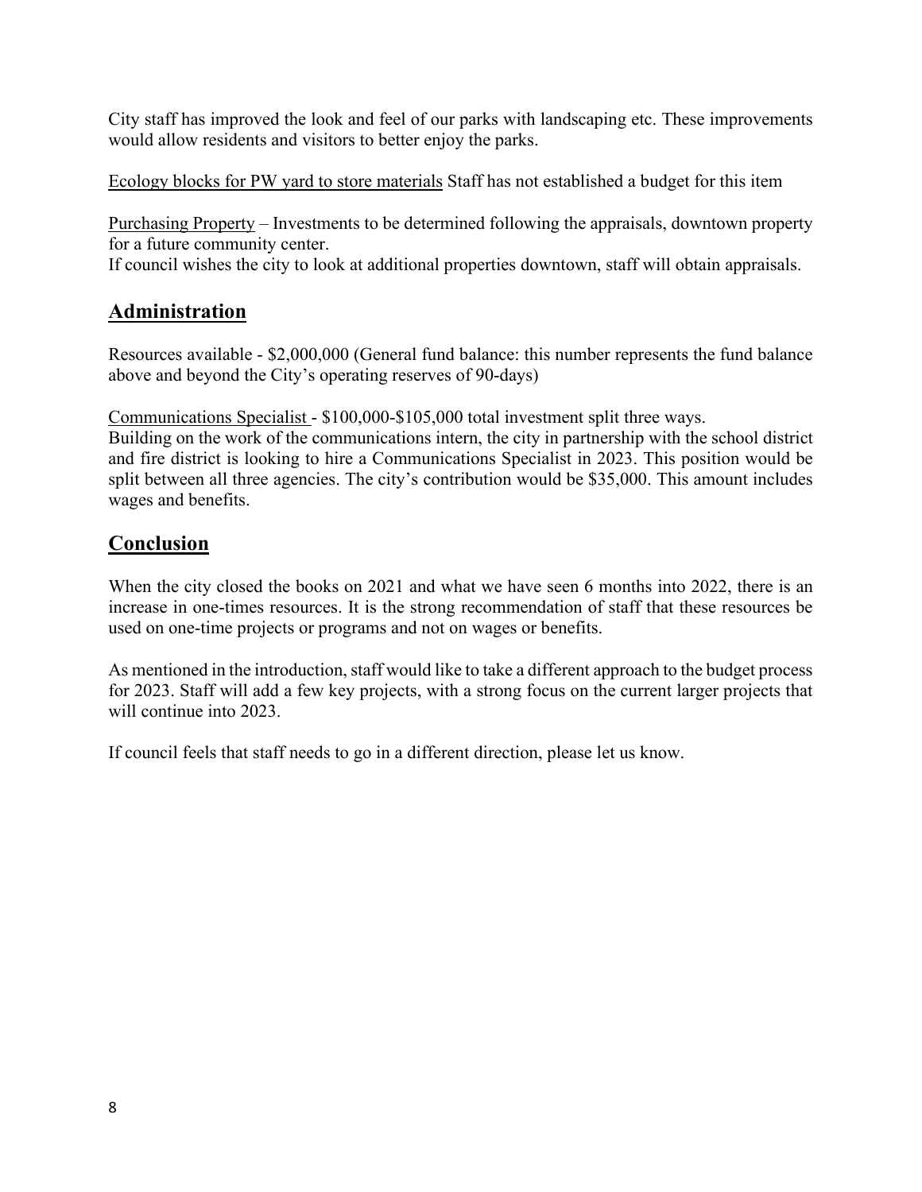City staff has improved the look and feel of our parks with landscaping etc. These improvements would allow residents and visitors to better enjoy the parks.

Ecology blocks for PW yard to store materials Staff has not established a budget for this item

Purchasing Property – Investments to be determined following the appraisals, downtown property for a future community center.
If council wishes the city to look at additional properties downtown, staff will obtain appraisals.

## Administration

Resources available - $2,000,000 (General fund balance: this number represents the fund balance above and beyond the City's operating reserves of 90-days)

Communications Specialist - $100,000-$105,000 total investment split three ways.
Building on the work of the communications intern, the city in partnership with the school district and fire district is looking to hire a Communications Specialist in 2023. This position would be split between all three agencies. The city's contribution would be $35,000. This amount includes wages and benefits.

## Conclusion

When the city closed the books on 2021 and what we have seen 6 months into 2022, there is an increase in one-times resources. It is the strong recommendation of staff that these resources be used on one-time projects or programs and not on wages or benefits.

As mentioned in the introduction, staff would like to take a different approach to the budget process for 2023. Staff will add a few key projects, with a strong focus on the current larger projects that will continue into 2023.

If council feels that staff needs to go in a different direction, please let us know.